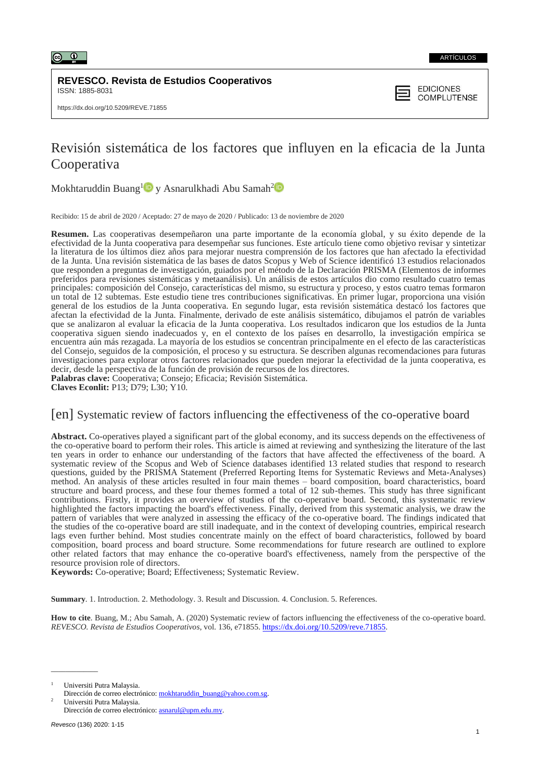ARTÍCULOS

**REVESCO. Revista de Estudios Cooperativos**
ISSN: 1885-8031

https://dx.doi.org/10.5209/REVE.71855

EDICIONES COMPLUTENSE

# Revisión sistemática de los factores que influyen en la eficacia de la Junta Cooperativa

Mokhtaruddin Buang[1] y Asnarulkhadi Abu Samah[2]

Recibido: 15 de abril de 2020 / Aceptado: 27 de mayo de 2020 / Publicado: 13 de noviembre de 2020

**Resumen.** Las cooperativas desempeñaron una parte importante de la economía global, y su éxito depende de la efectividad de la Junta cooperativa para desempeñar sus funciones. Este artículo tiene como objetivo revisar y sintetizar la literatura de los últimos diez años para mejorar nuestra comprensión de los factores que han afectado la efectividad de la Junta. Una revisión sistemática de las bases de datos Scopus y Web of Science identificó 13 estudios relacionados que responden a preguntas de investigación, guiados por el método de la Declaración PRISMA (Elementos de informes preferidos para revisiones sistemáticas y metaanálisis). Un análisis de estos artículos dio como resultado cuatro temas principales: composición del Consejo, características del mismo, su estructura y proceso, y estos cuatro temas formaron un total de 12 subtemas. Este estudio tiene tres contribuciones significativas. En primer lugar, proporciona una visión general de los estudios de la Junta cooperativa. En segundo lugar, esta revisión sistemática destacó los factores que afectan la efectividad de la Junta. Finalmente, derivado de este análisis sistemático, dibujamos el patrón de variables que se analizaron al evaluar la eficacia de la Junta cooperativa. Los resultados indicaron que los estudios de la Junta cooperativa siguen siendo inadecuados y, en el contexto de los países en desarrollo, la investigación empírica se encuentra aún más rezagada. La mayoría de los estudios se concentran principalmente en el efecto de las características del Consejo, seguidos de la composición, el proceso y su estructura. Se describen algunas recomendaciones para futuras investigaciones para explorar otros factores relacionados que pueden mejorar la efectividad de la junta cooperativa, es decir, desde la perspectiva de la función de provisión de recursos de los directores.
**Palabras clave:** Cooperativa; Consejo; Eficacia; Revisión Sistemática.
**Claves Econlit:** P13; D79; L30; Y10.

## [en] Systematic review of factors influencing the effectiveness of the co-operative board

**Abstract.** Co-operatives played a significant part of the global economy, and its success depends on the effectiveness of the co-operative board to perform their roles. This article is aimed at reviewing and synthesizing the literature of the last ten years in order to enhance our understanding of the factors that have affected the effectiveness of the board. A systematic review of the Scopus and Web of Science databases identified 13 related studies that respond to research questions, guided by the PRISMA Statement (Preferred Reporting Items for Systematic Reviews and Meta-Analyses) method. An analysis of these articles resulted in four main themes – board composition, board characteristics, board structure and board process, and these four themes formed a total of 12 sub-themes. This study has three significant contributions. Firstly, it provides an overview of studies of the co-operative board. Second, this systematic review highlighted the factors impacting the board's effectiveness. Finally, derived from this systematic analysis, we draw the pattern of variables that were analyzed in assessing the efficacy of the co-operative board. The findings indicated that the studies of the co-operative board are still inadequate, and in the context of developing countries, empirical research lags even further behind. Most studies concentrate mainly on the effect of board characteristics, followed by board composition, board process and board structure. Some recommendations for future research are outlined to explore other related factors that may enhance the co-operative board's effectiveness, namely from the perspective of the resource provision role of directors.
**Keywords:** Co-operative; Board; Effectiveness; Systematic Review.

**Summary**. 1. Introduction. 2. Methodology. 3. Result and Discussion. 4. Conclusion. 5. References.

**How to cite**. Buang, M.; Abu Samah, A. (2020) Systematic review of factors influencing the effectiveness of the co-operative board. *REVESCO. Revista de Estudios Cooperativos*, vol. 136, e71855. https://dx.doi.org/10.5209/reve.71855.

---

[1] Universiti Putra Malaysia.
Dirección de correo electrónico: mokhtaruddin_buang@yahoo.com.sg.

[2] Universiti Putra Malaysia.
Dirección de correo electrónico: asnarul@upm.edu.my.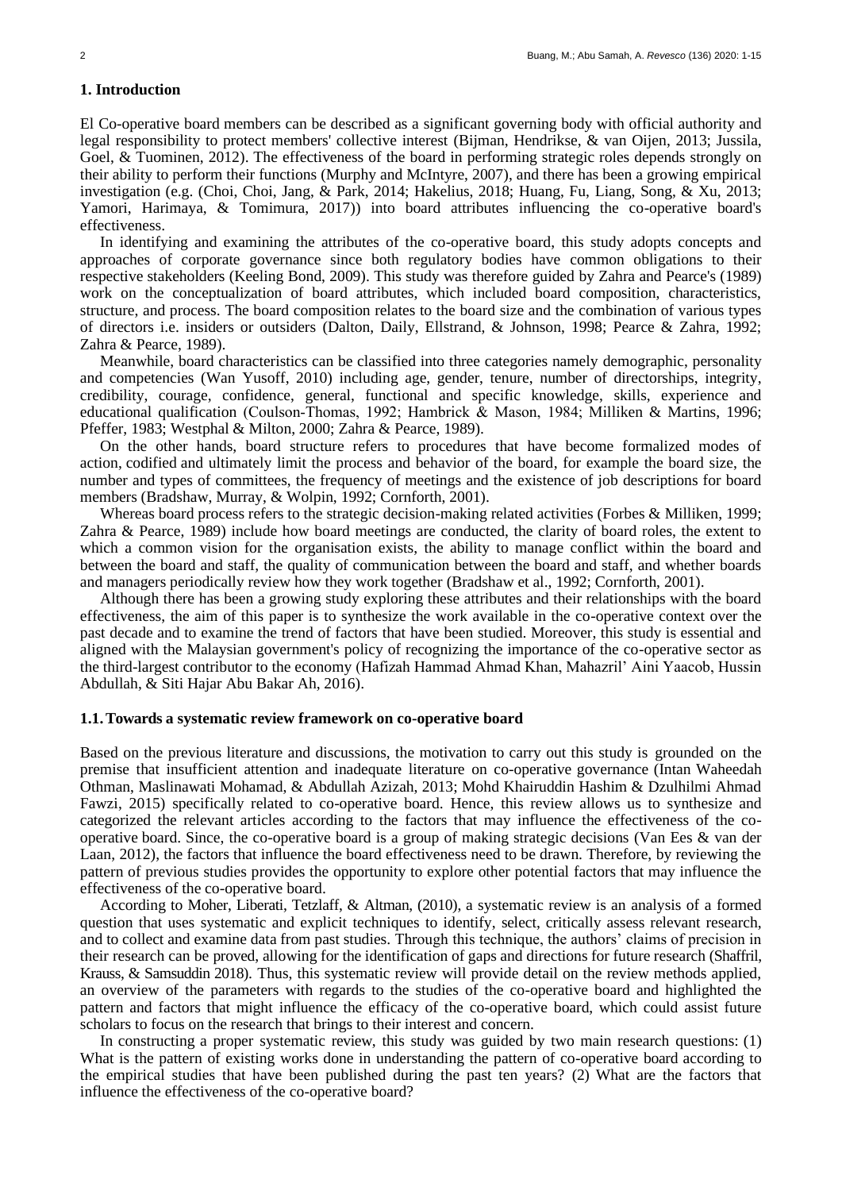## 1. Introduction

El Co-operative board members can be described as a significant governing body with official authority and legal responsibility to protect members' collective interest (Bijman, Hendrikse, & van Oijen, 2013; Jussila, Goel, & Tuominen, 2012). The effectiveness of the board in performing strategic roles depends strongly on their ability to perform their functions (Murphy and McIntyre, 2007), and there has been a growing empirical investigation (e.g. (Choi, Choi, Jang, & Park, 2014; Hakelius, 2018; Huang, Fu, Liang, Song, & Xu, 2013; Yamori, Harimaya, & Tomimura, 2017)) into board attributes influencing the co-operative board's effectiveness.

In identifying and examining the attributes of the co-operative board, this study adopts concepts and approaches of corporate governance since both regulatory bodies have common obligations to their respective stakeholders (Keeling Bond, 2009). This study was therefore guided by Zahra and Pearce's (1989) work on the conceptualization of board attributes, which included board composition, characteristics, structure, and process. The board composition relates to the board size and the combination of various types of directors i.e. insiders or outsiders (Dalton, Daily, Ellstrand, & Johnson, 1998; Pearce & Zahra, 1992; Zahra & Pearce, 1989).

Meanwhile, board characteristics can be classified into three categories namely demographic, personality and competencies (Wan Yusoff, 2010) including age, gender, tenure, number of directorships, integrity, credibility, courage, confidence, general, functional and specific knowledge, skills, experience and educational qualification (Coulson-Thomas, 1992; Hambrick & Mason, 1984; Milliken & Martins, 1996; Pfeffer, 1983; Westphal & Milton, 2000; Zahra & Pearce, 1989).

On the other hands, board structure refers to procedures that have become formalized modes of action, codified and ultimately limit the process and behavior of the board, for example the board size, the number and types of committees, the frequency of meetings and the existence of job descriptions for board members (Bradshaw, Murray, & Wolpin, 1992; Cornforth, 2001).

Whereas board process refers to the strategic decision-making related activities (Forbes & Milliken, 1999; Zahra & Pearce, 1989) include how board meetings are conducted, the clarity of board roles, the extent to which a common vision for the organisation exists, the ability to manage conflict within the board and between the board and staff, the quality of communication between the board and staff, and whether boards and managers periodically review how they work together (Bradshaw et al., 1992; Cornforth, 2001).

Although there has been a growing study exploring these attributes and their relationships with the board effectiveness, the aim of this paper is to synthesize the work available in the co-operative context over the past decade and to examine the trend of factors that have been studied. Moreover, this study is essential and aligned with the Malaysian government's policy of recognizing the importance of the co-operative sector as the third-largest contributor to the economy (Hafizah Hammad Ahmad Khan, Mahazril' Aini Yaacob, Hussin Abdullah, & Siti Hajar Abu Bakar Ah, 2016).

### 1.1. Towards a systematic review framework on co-operative board

Based on the previous literature and discussions, the motivation to carry out this study is grounded on the premise that insufficient attention and inadequate literature on co-operative governance (Intan Waheedah Othman, Maslinawati Mohamad, & Abdullah Azizah, 2013; Mohd Khairuddin Hashim & Dzulhilmi Ahmad Fawzi, 2015) specifically related to co-operative board. Hence, this review allows us to synthesize and categorized the relevant articles according to the factors that may influence the effectiveness of the co-operative board. Since, the co-operative board is a group of making strategic decisions (Van Ees & van der Laan, 2012), the factors that influence the board effectiveness need to be drawn. Therefore, by reviewing the pattern of previous studies provides the opportunity to explore other potential factors that may influence the effectiveness of the co-operative board.

According to Moher, Liberati, Tetzlaff, & Altman, (2010), a systematic review is an analysis of a formed question that uses systematic and explicit techniques to identify, select, critically assess relevant research, and to collect and examine data from past studies. Through this technique, the authors' claims of precision in their research can be proved, allowing for the identification of gaps and directions for future research (Shaffril, Krauss, & Samsuddin 2018). Thus, this systematic review will provide detail on the review methods applied, an overview of the parameters with regards to the studies of the co-operative board and highlighted the pattern and factors that might influence the efficacy of the co-operative board, which could assist future scholars to focus on the research that brings to their interest and concern.

In constructing a proper systematic review, this study was guided by two main research questions: (1) What is the pattern of existing works done in understanding the pattern of co-operative board according to the empirical studies that have been published during the past ten years? (2) What are the factors that influence the effectiveness of the co-operative board?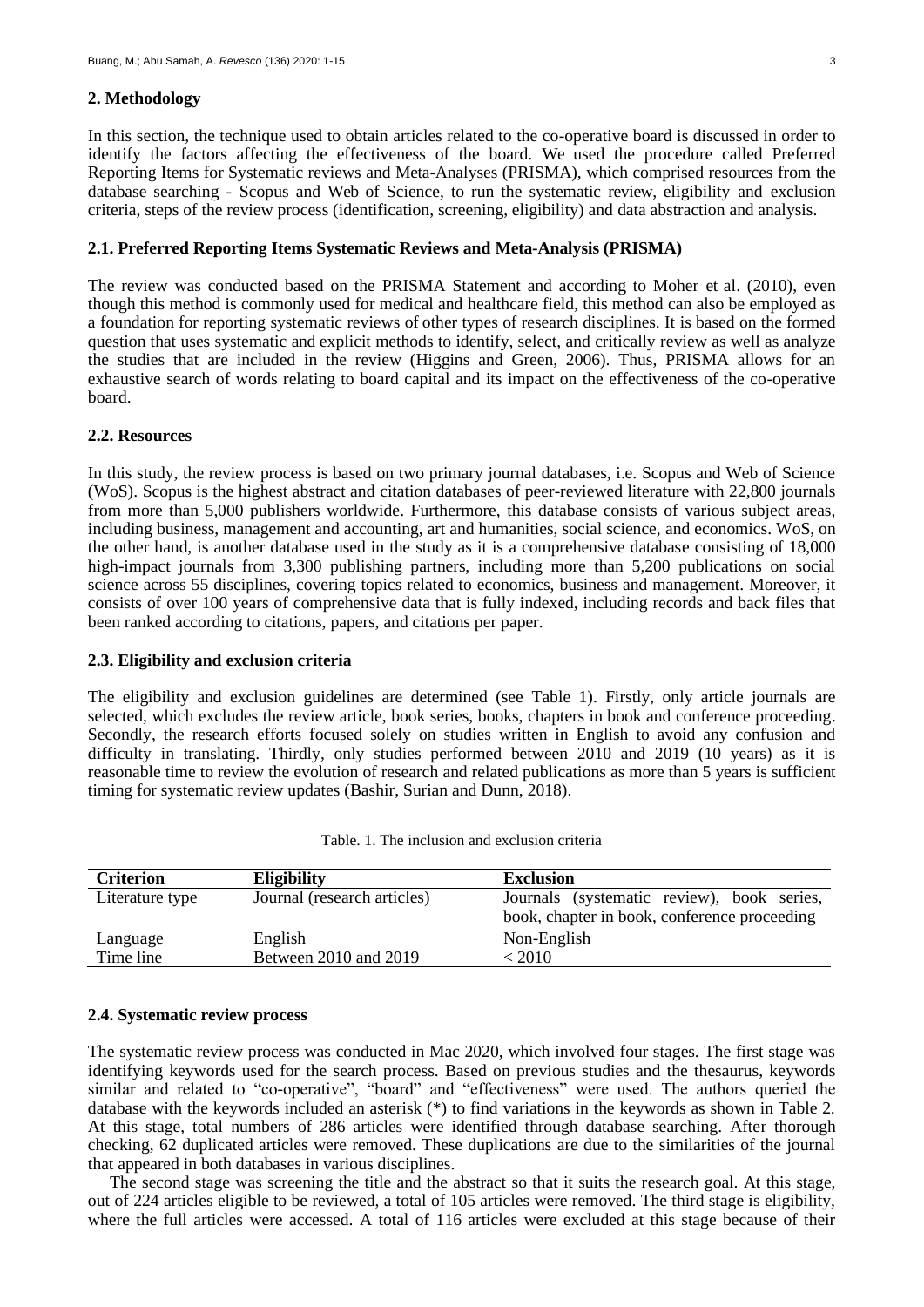## 2. Methodology

In this section, the technique used to obtain articles related to the co-operative board is discussed in order to identify the factors affecting the effectiveness of the board. We used the procedure called Preferred Reporting Items for Systematic reviews and Meta-Analyses (PRISMA), which comprised resources from the database searching - Scopus and Web of Science, to run the systematic review, eligibility and exclusion criteria, steps of the review process (identification, screening, eligibility) and data abstraction and analysis.

### 2.1. Preferred Reporting Items Systematic Reviews and Meta-Analysis (PRISMA)

The review was conducted based on the PRISMA Statement and according to Moher et al. (2010), even though this method is commonly used for medical and healthcare field, this method can also be employed as a foundation for reporting systematic reviews of other types of research disciplines. It is based on the formed question that uses systematic and explicit methods to identify, select, and critically review as well as analyze the studies that are included in the review (Higgins and Green, 2006). Thus, PRISMA allows for an exhaustive search of words relating to board capital and its impact on the effectiveness of the co-operative board.

### 2.2. Resources

In this study, the review process is based on two primary journal databases, i.e. Scopus and Web of Science (WoS). Scopus is the highest abstract and citation databases of peer-reviewed literature with 22,800 journals from more than 5,000 publishers worldwide. Furthermore, this database consists of various subject areas, including business, management and accounting, art and humanities, social science, and economics. WoS, on the other hand, is another database used in the study as it is a comprehensive database consisting of 18,000 high-impact journals from 3,300 publishing partners, including more than 5,200 publications on social science across 55 disciplines, covering topics related to economics, business and management. Moreover, it consists of over 100 years of comprehensive data that is fully indexed, including records and back files that been ranked according to citations, papers, and citations per paper.

### 2.3. Eligibility and exclusion criteria

The eligibility and exclusion guidelines are determined (see Table 1). Firstly, only article journals are selected, which excludes the review article, book series, books, chapters in book and conference proceeding. Secondly, the research efforts focused solely on studies written in English to avoid any confusion and difficulty in translating. Thirdly, only studies performed between 2010 and 2019 (10 years) as it is reasonable time to review the evolution of research and related publications as more than 5 years is sufficient timing for systematic review updates (Bashir, Surian and Dunn, 2018).

Table. 1. The inclusion and exclusion criteria

| Criterion | Eligibility | Exclusion |
| --- | --- | --- |
| Literature type | Journal (research articles) | Journals (systematic review), book series, book, chapter in book, conference proceeding |
| Language | English | Non-English |
| Time line | Between 2010 and 2019 | < 2010 |

### 2.4. Systematic review process

The systematic review process was conducted in Mac 2020, which involved four stages. The first stage was identifying keywords used for the search process. Based on previous studies and the thesaurus, keywords similar and related to "co-operative", "board" and "effectiveness" were used. The authors queried the database with the keywords included an asterisk (*) to find variations in the keywords as shown in Table 2. At this stage, total numbers of 286 articles were identified through database searching. After thorough checking, 62 duplicated articles were removed. These duplications are due to the similarities of the journal that appeared in both databases in various disciplines.

The second stage was screening the title and the abstract so that it suits the research goal. At this stage, out of 224 articles eligible to be reviewed, a total of 105 articles were removed. The third stage is eligibility, where the full articles were accessed. A total of 116 articles were excluded at this stage because of their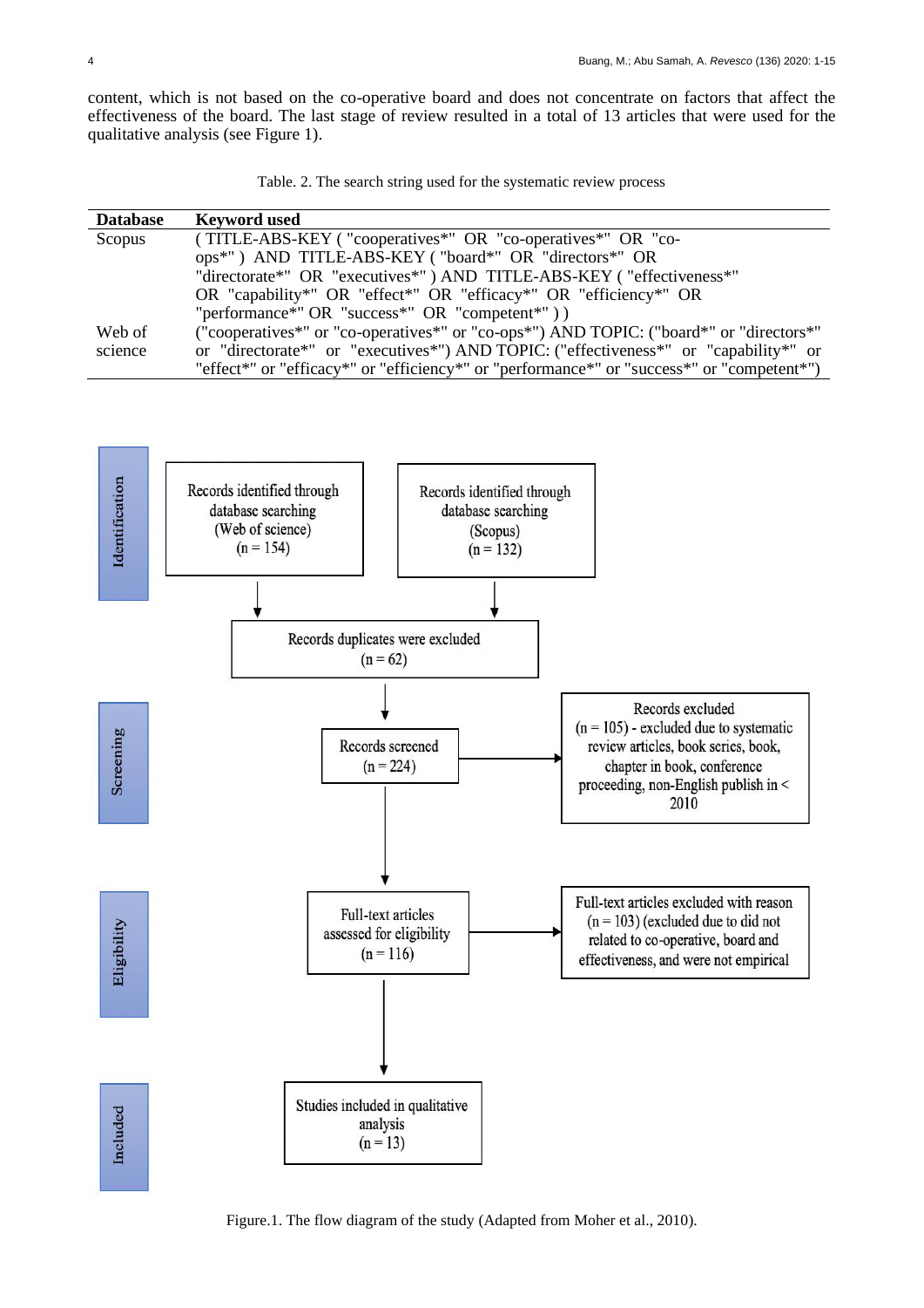content, which is not based on the co-operative board and does not concentrate on factors that affect the effectiveness of the board. The last stage of review resulted in a total of 13 articles that were used for the qualitative analysis (see Figure 1).

Table. 2. The search string used for the systematic review process

| Database | Keyword used |
|---|---|
| Scopus | ( TITLE-ABS-KEY ( "cooperatives*" OR "co-ops*" ) AND TITLE-ABS-KEY ( "board*" OR "directors*" OR "directorate*" OR "executives*" ) AND TITLE-ABS-KEY ( "effectiveness*" OR "capability*" OR "effect*" OR "efficacy*" OR "efficiency*" OR "performance*" OR "success*" OR "competent*" ) ) |
| Web of science | ("cooperatives*" or "co-operatives*" or "co-ops*") AND TOPIC: ("board*" or "directors*" or "directorate*" or "executives*") AND TOPIC: ("effectiveness*" or "capability*" or "effect*" or "efficacy*" or "efficiency*" or "performance*" or "success*" or "competent*") |

**Identification**

Records identified through database searching (Web of science) (n = 154)

Records identified through database searching (Scopus) (n = 132)

Records duplicates were excluded (n = 62)

**Screening**

Records screened (n = 224)

Records excluded (n = 105) - excluded due to systematic review articles, book series, book, chapter in book, conference proceeding, non-English publish in < 2010

**Eligibility**

Full-text articles assessed for eligibility (n = 116)

Full-text articles excluded with reason (n = 103) (excluded due to did not related to co-operative, board and effectiveness, and were not empirical

**Included**

Studies included in qualitative analysis (n = 13)

Figure.1. The flow diagram of the study (Adapted from Moher et al., 2010).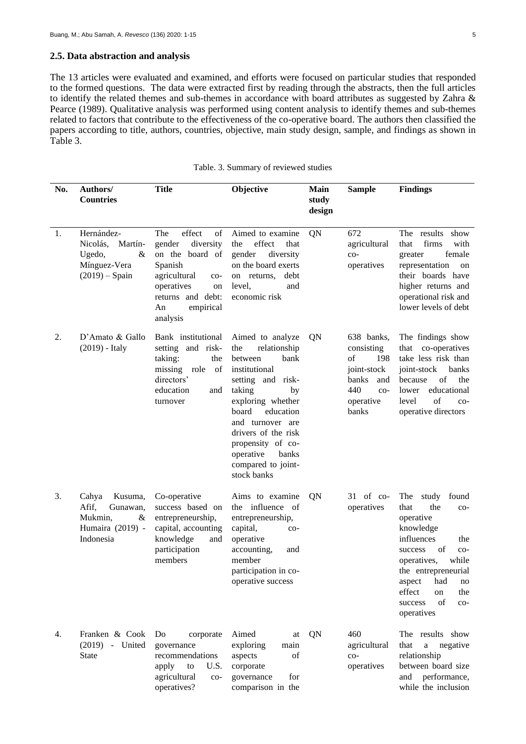## 2.5. Data abstraction and analysis

The 13 articles were evaluated and examined, and efforts were focused on particular studies that responded to the formed questions. The data were extracted first by reading through the abstracts, then the full articles to identify the related themes and sub-themes in accordance with board attributes as suggested by Zahra & Pearce (1989). Qualitative analysis was performed using content analysis to identify themes and sub-themes related to factors that contribute to the effectiveness of the co-operative board. The authors then classified the papers according to title, authors, countries, objective, main study design, sample, and findings as shown in Table 3.

Table. 3. Summary of reviewed studies

| No. | Authors/ Countries | Title | Objective | Main study design | Sample | Findings |
|---|---|---|---|---|---|---|
| 1. | Hernández-Nicolás, Martín-Ugedo, & Mínguez-Vera (2019) – Spain | The effect of gender diversity on the board of Spanish agricultural co-operatives on returns and debt: An empirical analysis | Aimed to examine the effect that gender diversity on the board exerts on returns, debt level, and economic risk | QN | 672 agricultural co-operatives | The results show that firms with greater female representation on their boards have higher returns and operational risk and lower levels of debt |
| 2. | D'Amato & Gallo (2019) - Italy | Bank institutional setting and risk-taking: the missing role of directors' education and turnover | Aimed to analyze the relationship between bank institutional setting and risk-taking by exploring whether board education and turnover are drivers of the risk propensity of co-operative banks compared to joint-stock banks | QN | 638 banks, consisting of 198 joint-stock banks and 440 co-operative banks | The findings show that co-operatives take less risk than joint-stock banks because of the lower educational level of co-operative directors |
| 3. | Cahya Kusuma, Afif, Gunawan, Mukmin, & Humaira (2019) - Indonesia | Co-operative success based on entrepreneurship, capital, accounting knowledge and participation members | Aims to examine the influence of entrepreneurship, capital, co-operative accounting, and member participation in co-operative success | QN | 31 of co-operatives | The study found that the co-operative knowledge influences the success of co-operatives, while the entrepreneurial aspect had no effect on the success of co-operatives |
| 4. | Franken & Cook (2019) - United State | Do corporate governance recommendations apply to U.S. agricultural co-operatives? | Aimed at exploring main aspects of corporate governance for comparison in the | QN | 460 agricultural co-operatives | The results show that a negative relationship between board size and performance, while the inclusion |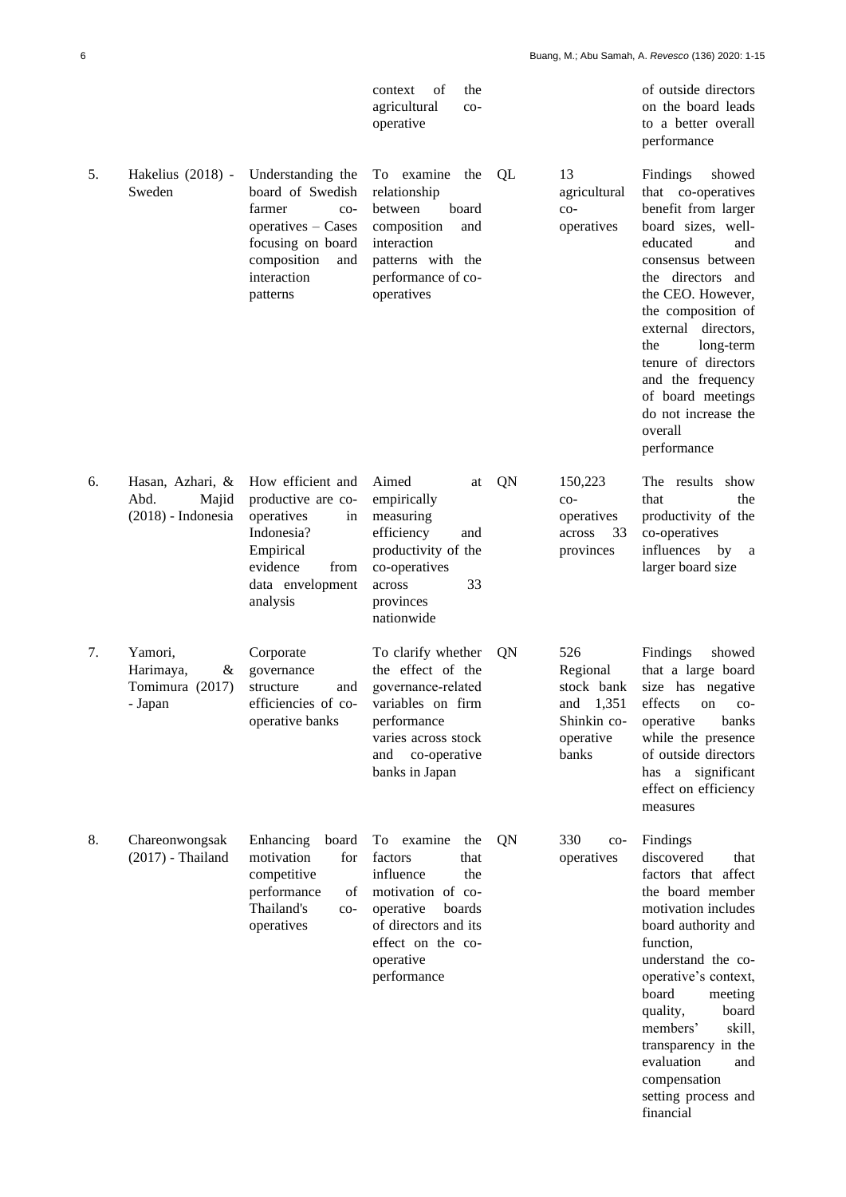| | | | | | | |
|---|---|---|---|---|---|---|
| | | | context of the agricultural co-operative | | | of outside directors on the board leads to a better overall performance |
| 5. | Hakelius (2018) - Sweden | Understanding the board of Swedish farmer co-operatives – Cases focusing on board composition and interaction patterns | To examine the relationship between board composition and interaction patterns with the performance of co-operatives | QL | 13 agricultural co-operatives | Findings showed that co-operatives benefit from larger board sizes, well-educated and consensus between the directors and the CEO. However, the composition of external directors, the long-term tenure of directors and the frequency of board meetings do not increase the overall performance |
| 6. | Hasan, Azhari, & Abd. Majid (2018) - Indonesia | How efficient and productive are co-operatives in Indonesia? Empirical evidence from data envelopment analysis | Aimed at empirically measuring efficiency and productivity of the co-operatives across 33 provinces nationwide | QN | 150,223 co-operatives across 33 provinces | The results show that the productivity of the co-operatives influences by a larger board size |
| 7. | Yamori, Harimaya, & Tomimura (2017) - Japan | Corporate governance structure and efficiencies of co-operative banks | To clarify whether the effect of the governance-related variables on firm performance varies across stock and co-operative banks in Japan | QN | 526 Regional stock bank and 1,351 Shinkin co-operative banks | Findings showed that a large board size has negative effects on co-operative banks while the presence of outside directors has a significant effect on efficiency measures |
| 8. | Chareonwongsak (2017) - Thailand | Enhancing board motivation for competitive performance of Thailand's co-operatives | To examine the factors that influence the motivation of co-operative boards of directors and its effect on the co-operative performance | QN | 330 co-operatives | Findings discovered that factors that affect the board member motivation includes board authority and function, understand the co-operative's context, board meeting quality, board members' skill, transparency in the evaluation and compensation setting process and financial |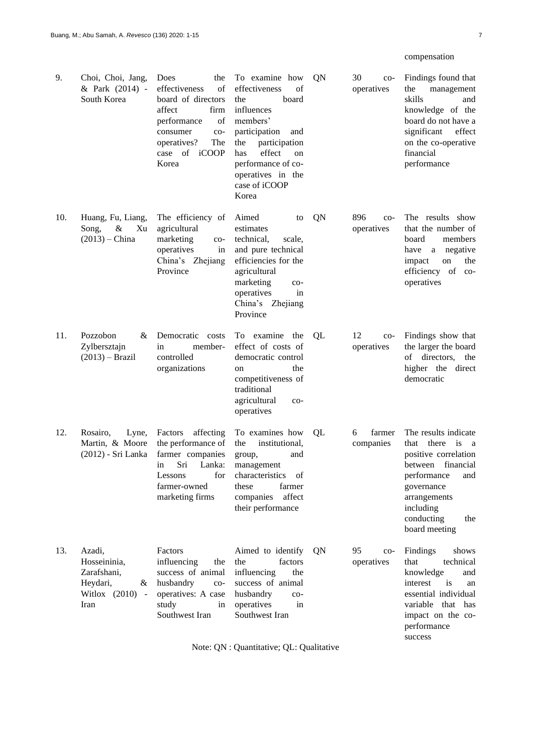| | | | | | | compensation |
|---|---|---|---|---|---|---|
| 9. | Choi, Choi, Jang, & Park (2014) - South Korea | Does the effectiveness of board of directors affect firm performance of consumer co-operatives? The case of iCOOP Korea | To examine how effectiveness of the board influences members' participation and the participation has effect on performance of co-operatives in the case of iCOOP Korea | QN | 30 co-operatives | Findings found that the management skills and knowledge of the board do not have a significant effect on the co-operative financial performance |
| 10. | Huang, Fu, Liang, Song, & Xu (2013) – China | The efficiency of agricultural marketing co-operatives in China's Zhejiang Province | Aimed to estimates technical, scale, and pure technical efficiencies for the agricultural marketing co-operatives in China's Zhejiang Province | QN | 896 co-operatives | The results show that the number of board members have a negative impact on the efficiency of co-operatives |
| 11. | Pozzobon & Zylbersztajn (2013) – Brazil | Democratic costs in member-controlled organizations | To examine the effect of costs of democratic control on the competitiveness of traditional agricultural co-operatives | QL | 12 co-operatives | Findings show that the larger the board of directors, the higher the direct democratic |
| 12. | Rosairo, Lyne, Martin, & Moore (2012) - Sri Lanka | Factors affecting the performance of farmer companies in Sri Lanka: Lessons for farmer-owned marketing firms | To examines how the institutional, group, and management characteristics of these farmer companies affect their performance | QL | 6 farmer companies | The results indicate that there is a positive correlation between financial performance and governance arrangements including conducting the board meeting |
| 13. | Azadi, Hosseininia, Zarafshani, Heydari, & Witlox (2010) - Iran | Factors influencing the success of animal husbandry co-operatives: A case study in Southwest Iran | Aimed to identify the factors influencing the success of animal husbandry co-operatives in Southwest Iran | QN | 95 co-operatives | Findings shows that technical knowledge and interest is an essential individual variable that has impact on the co-performance success |

Note: QN : Quantitative; QL: Qualitative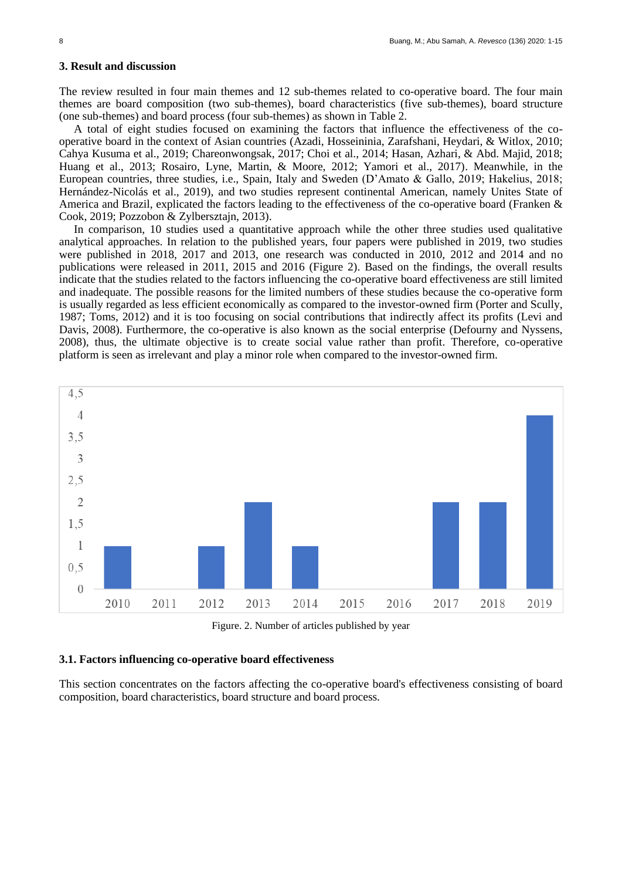## 3. Result and discussion

The review resulted in four main themes and 12 sub-themes related to co-operative board. The four main themes are board composition (two sub-themes), board characteristics (five sub-themes), board structure (one sub-themes) and board process (four sub-themes) as shown in Table 2.

A total of eight studies focused on examining the factors that influence the effectiveness of the co-operative board in the context of Asian countries (Azadi, Hosseininia, Zarafshani, Heydari, & Witlox, 2010; Cahya Kusuma et al., 2019; Chareonwongsak, 2017; Choi et al., 2014; Hasan, Azhari, & Abd. Majid, 2018; Huang et al., 2013; Rosairo, Lyne, Martin, & Moore, 2012; Yamori et al., 2017). Meanwhile, in the European countries, three studies, i.e., Spain, Italy and Sweden (D'Amato & Gallo, 2019; Hakelius, 2018; Hernández-Nicolás et al., 2019), and two studies represent continental American, namely Unites State of America and Brazil, explicated the factors leading to the effectiveness of the co-operative board (Franken & Cook, 2019; Pozzobon & Zylbersztajn, 2013).

In comparison, 10 studies used a quantitative approach while the other three studies used qualitative analytical approaches. In relation to the published years, four papers were published in 2019, two studies were published in 2018, 2017 and 2013, one research was conducted in 2010, 2012 and 2014 and no publications were released in 2011, 2015 and 2016 (Figure 2). Based on the findings, the overall results indicate that the studies related to the factors influencing the co-operative board effectiveness are still limited and inadequate. The possible reasons for the limited numbers of these studies because the co-operative form is usually regarded as less efficient economically as compared to the investor-owned firm (Porter and Scully, 1987; Toms, 2012) and it is too focusing on social contributions that indirectly affect its profits (Levi and Davis, 2008). Furthermore, the co-operative is also known as the social enterprise (Defourny and Nyssens, 2008), thus, the ultimate objective is to create social value rather than profit. Therefore, co-operative platform is seen as irrelevant and play a minor role when compared to the investor-owned firm.

| Year | Number of articles |
|---|---|
| 2010 | 1 |
| 2011 | 0 |
| 2012 | 1 |
| 2013 | 2 |
| 2014 | 1 |
| 2015 | 0 |
| 2016 | 0 |
| 2017 | 2 |
| 2018 | 2 |
| 2019 | 4 |

Figure. 2. Number of articles published by year

### 3.1. Factors influencing co-operative board effectiveness

This section concentrates on the factors affecting the co-operative board's effectiveness consisting of board composition, board characteristics, board structure and board process.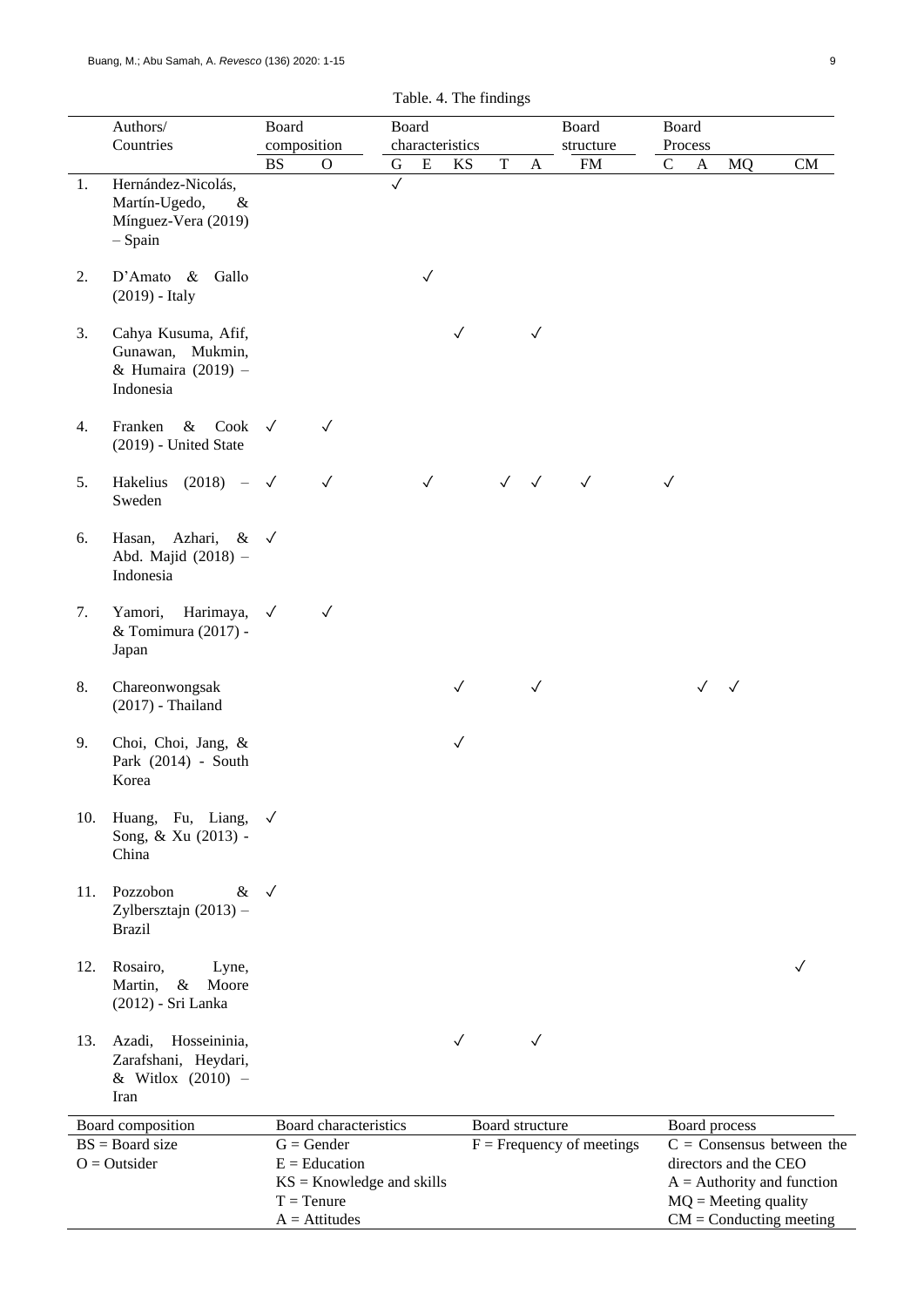Table. 4. The findings

| | Authors/ Countries | Board composition | | Board characteristics | | | | | Board structure | Board Process | | | |
|---|---|---|---|---|---|---|---|---|---|---|---|---|---|
| | | BS | O | G | E | KS | T | A | FM | C | A | MQ | CM |
| 1. | Hernández-Nicolás, Martín-Ugedo, & Mínguez-Vera (2019) – Spain | | | ✓ | | | | | | | | | |
| 2. | D'Amato & Gallo (2019) - Italy | | | | ✓ | | | | | | | | |
| 3. | Cahya Kusuma, Afif, Gunawan, Mukmin, & Humaira (2019) – Indonesia | | | | | ✓ | | ✓ | | | | | |
| 4. | Franken & Cook (2019) - United State | ✓ | ✓ | | | | | | | | | | |
| 5. | Hakelius (2018) – Sweden | ✓ | ✓ | | ✓ | | ✓ | ✓ | ✓ | ✓ | | | |
| 6. | Hasan, Azhari, & Abd. Majid (2018) – Indonesia | ✓ | | | | | | | | | | | |
| 7. | Yamori, Harimaya, & Tomimura (2017) - Japan | ✓ | ✓ | | | | | | | | | | |
| 8. | Chareonwongsak (2017) - Thailand | | | | | ✓ | | ✓ | | | ✓ | ✓ | |
| 9. | Choi, Choi, Jang, & Park (2014) - South Korea | | | | | ✓ | | | | | | | |
| 10. | Huang, Fu, Liang, Song, & Xu (2013) - China | ✓ | | | | | | | | | | | |
| 11. | Pozzobon & Zylbersztajn (2013) – Brazil | ✓ | | | | | | | | | | | |
| 12. | Rosairo, Lyne, Martin, & Moore (2012) - Sri Lanka | | | | | | | | | | | | ✓ |
| 13. | Azadi, Hosseininia, Zarafshani, Heydari, & Witlox (2010) – Iran | | | | | ✓ | | ✓ | | | | | |

| Board composition | Board characteristics | Board structure | Board process |
|---|---|---|---|
| BS = Board size | G = Gender | F = Frequency of meetings | C = Consensus between the directors and the CEO |
| O = Outsider | E = Education | | A = Authority and function |
| | KS = Knowledge and skills | | MQ = Meeting quality |
| | T = Tenure | | CM = Conducting meeting |
| | A = Attitudes | | |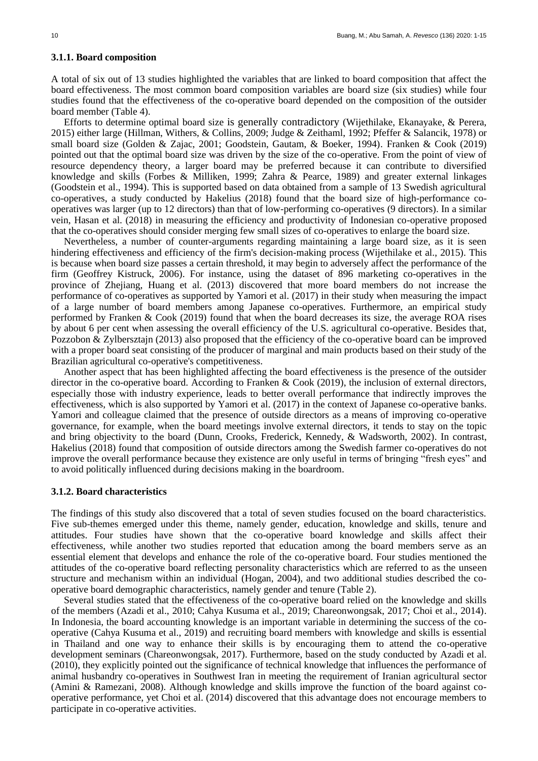### 3.1.1. Board composition

A total of six out of 13 studies highlighted the variables that are linked to board composition that affect the board effectiveness. The most common board composition variables are board size (six studies) while four studies found that the effectiveness of the co-operative board depended on the composition of the outsider board member (Table 4).

Efforts to determine optimal board size is generally contradictory (Wijethilake, Ekanayake, & Perera, 2015) either large (Hillman, Withers, & Collins, 2009; Judge & Zeithaml, 1992; Pfeffer & Salancik, 1978) or small board size (Golden & Zajac, 2001; Goodstein, Gautam, & Boeker, 1994). Franken & Cook (2019) pointed out that the optimal board size was driven by the size of the co-operative. From the point of view of resource dependency theory, a larger board may be preferred because it can contribute to diversified knowledge and skills (Forbes & Milliken, 1999; Zahra & Pearce, 1989) and greater external linkages (Goodstein et al., 1994). This is supported based on data obtained from a sample of 13 Swedish agricultural co-operatives, a study conducted by Hakelius (2018) found that the board size of high-performance co-operatives was larger (up to 12 directors) than that of low-performing co-operatives (9 directors). In a similar vein, Hasan et al. (2018) in measuring the efficiency and productivity of Indonesian co-operative proposed that the co-operatives should consider merging few small sizes of co-operatives to enlarge the board size.

Nevertheless, a number of counter-arguments regarding maintaining a large board size, as it is seen hindering effectiveness and efficiency of the firm's decision-making process (Wijethilake et al., 2015). This is because when board size passes a certain threshold, it may begin to adversely affect the performance of the firm (Geoffrey Kistruck, 2006). For instance, using the dataset of 896 marketing co-operatives in the province of Zhejiang, Huang et al. (2013) discovered that more board members do not increase the performance of co-operatives as supported by Yamori et al. (2017) in their study when measuring the impact of a large number of board members among Japanese co-operatives. Furthermore, an empirical study performed by Franken & Cook (2019) found that when the board decreases its size, the average ROA rises by about 6 per cent when assessing the overall efficiency of the U.S. agricultural co-operative. Besides that, Pozzobon & Zylbersztajn (2013) also proposed that the efficiency of the co-operative board can be improved with a proper board seat consisting of the producer of marginal and main products based on their study of the Brazilian agricultural co-operative's competitiveness.

Another aspect that has been highlighted affecting the board effectiveness is the presence of the outsider director in the co-operative board. According to Franken & Cook (2019), the inclusion of external directors, especially those with industry experience, leads to better overall performance that indirectly improves the effectiveness, which is also supported by Yamori et al. (2017) in the context of Japanese co-operative banks. Yamori and colleague claimed that the presence of outside directors as a means of improving co-operative governance, for example, when the board meetings involve external directors, it tends to stay on the topic and bring objectivity to the board (Dunn, Crooks, Frederick, Kennedy, & Wadsworth, 2002). In contrast, Hakelius (2018) found that composition of outside directors among the Swedish farmer co-operatives do not improve the overall performance because they existence are only useful in terms of bringing "fresh eyes" and to avoid politically influenced during decisions making in the boardroom.

### 3.1.2. Board characteristics

The findings of this study also discovered that a total of seven studies focused on the board characteristics. Five sub-themes emerged under this theme, namely gender, education, knowledge and skills, tenure and attitudes. Four studies have shown that the co-operative board knowledge and skills affect their effectiveness, while another two studies reported that education among the board members serve as an essential element that develops and enhance the role of the co-operative board. Four studies mentioned the attitudes of the co-operative board reflecting personality characteristics which are referred to as the unseen structure and mechanism within an individual (Hogan, 2004), and two additional studies described the co-operative board demographic characteristics, namely gender and tenure (Table 2).

Several studies stated that the effectiveness of the co-operative board relied on the knowledge and skills of the members (Azadi et al., 2010; Cahya Kusuma et al., 2019; Chareonwongsak, 2017; Choi et al., 2014). In Indonesia, the board accounting knowledge is an important variable in determining the success of the co-operative (Cahya Kusuma et al., 2019) and recruiting board members with knowledge and skills is essential in Thailand and one way to enhance their skills is by encouraging them to attend the co-operative development seminars (Chareonwongsak, 2017). Furthermore, based on the study conducted by Azadi et al. (2010), they explicitly pointed out the significance of technical knowledge that influences the performance of animal husbandry co-operatives in Southwest Iran in meeting the requirement of Iranian agricultural sector (Amini & Ramezani, 2008). Although knowledge and skills improve the function of the board against co-operative performance, yet Choi et al. (2014) discovered that this advantage does not encourage members to participate in co-operative activities.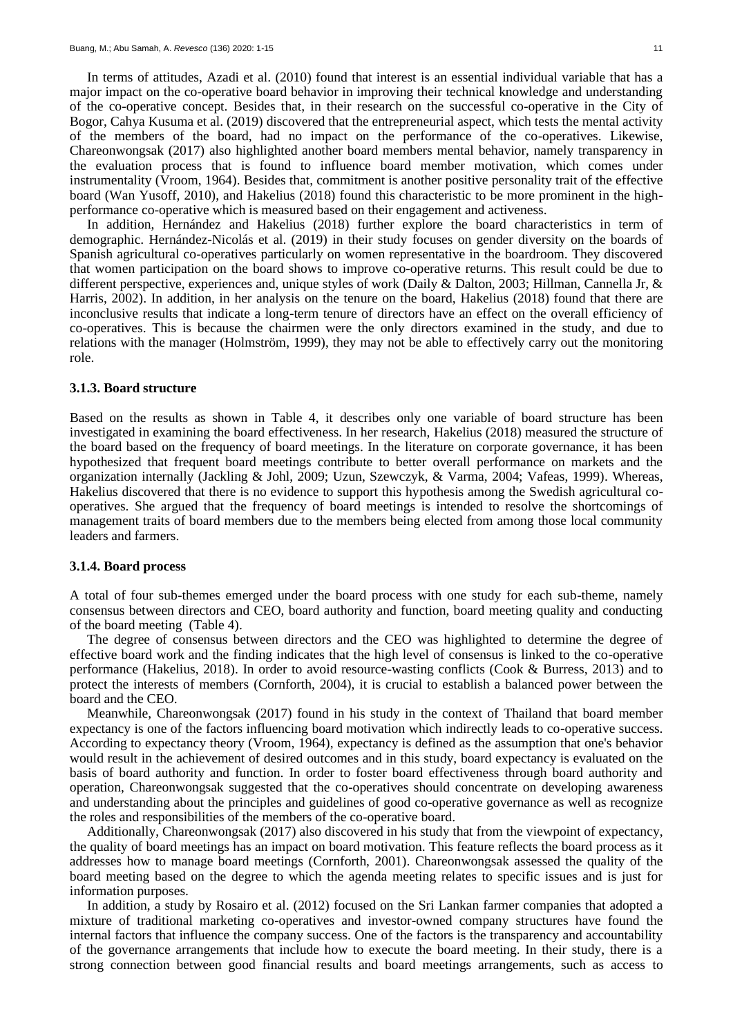In terms of attitudes, Azadi et al. (2010) found that interest is an essential individual variable that has a major impact on the co-operative board behavior in improving their technical knowledge and understanding of the co-operative concept. Besides that, in their research on the successful co-operative in the City of Bogor, Cahya Kusuma et al. (2019) discovered that the entrepreneurial aspect, which tests the mental activity of the members of the board, had no impact on the performance of the co-operatives. Likewise, Chareonwongsak (2017) also highlighted another board members mental behavior, namely transparency in the evaluation process that is found to influence board member motivation, which comes under instrumentality (Vroom, 1964). Besides that, commitment is another positive personality trait of the effective board (Wan Yusoff, 2010), and Hakelius (2018) found this characteristic to be more prominent in the high-performance co-operative which is measured based on their engagement and activeness.

In addition, Hernández and Hakelius (2018) further explore the board characteristics in term of demographic. Hernández-Nicolás et al. (2019) in their study focuses on gender diversity on the boards of Spanish agricultural co-operatives particularly on women representative in the boardroom. They discovered that women participation on the board shows to improve co-operative returns. This result could be due to different perspective, experiences and, unique styles of work (Daily & Dalton, 2003; Hillman, Cannella Jr, & Harris, 2002). In addition, in her analysis on the tenure on the board, Hakelius (2018) found that there are inconclusive results that indicate a long-term tenure of directors have an effect on the overall efficiency of co-operatives. This is because the chairmen were the only directors examined in the study, and due to relations with the manager (Holmström, 1999), they may not be able to effectively carry out the monitoring role.

### 3.1.3. Board structure

Based on the results as shown in Table 4, it describes only one variable of board structure has been investigated in examining the board effectiveness. In her research, Hakelius (2018) measured the structure of the board based on the frequency of board meetings. In the literature on corporate governance, it has been hypothesized that frequent board meetings contribute to better overall performance on markets and the organization internally (Jackling & Johl, 2009; Uzun, Szewczyk, & Varma, 2004; Vafeas, 1999). Whereas, Hakelius discovered that there is no evidence to support this hypothesis among the Swedish agricultural co-operatives. She argued that the frequency of board meetings is intended to resolve the shortcomings of management traits of board members due to the members being elected from among those local community leaders and farmers.

### 3.1.4. Board process

A total of four sub-themes emerged under the board process with one study for each sub-theme, namely consensus between directors and CEO, board authority and function, board meeting quality and conducting of the board meeting (Table 4).

The degree of consensus between directors and the CEO was highlighted to determine the degree of effective board work and the finding indicates that the high level of consensus is linked to the co-operative performance (Hakelius, 2018). In order to avoid resource-wasting conflicts (Cook & Burress, 2013) and to protect the interests of members (Cornforth, 2004), it is crucial to establish a balanced power between the board and the CEO.

Meanwhile, Chareonwongsak (2017) found in his study in the context of Thailand that board member expectancy is one of the factors influencing board motivation which indirectly leads to co-operative success. According to expectancy theory (Vroom, 1964), expectancy is defined as the assumption that one's behavior would result in the achievement of desired outcomes and in this study, board expectancy is evaluated on the basis of board authority and function. In order to foster board effectiveness through board authority and operation, Chareonwongsak suggested that the co-operatives should concentrate on developing awareness and understanding about the principles and guidelines of good co-operative governance as well as recognize the roles and responsibilities of the members of the co-operative board.

Additionally, Chareonwongsak (2017) also discovered in his study that from the viewpoint of expectancy, the quality of board meetings has an impact on board motivation. This feature reflects the board process as it addresses how to manage board meetings (Cornforth, 2001). Chareonwongsak assessed the quality of the board meeting based on the degree to which the agenda meeting relates to specific issues and is just for information purposes.

In addition, a study by Rosairo et al. (2012) focused on the Sri Lankan farmer companies that adopted a mixture of traditional marketing co-operatives and investor-owned company structures have found the internal factors that influence the company success. One of the factors is the transparency and accountability of the governance arrangements that include how to execute the board meeting. In their study, there is a strong connection between good financial results and board meetings arrangements, such as access to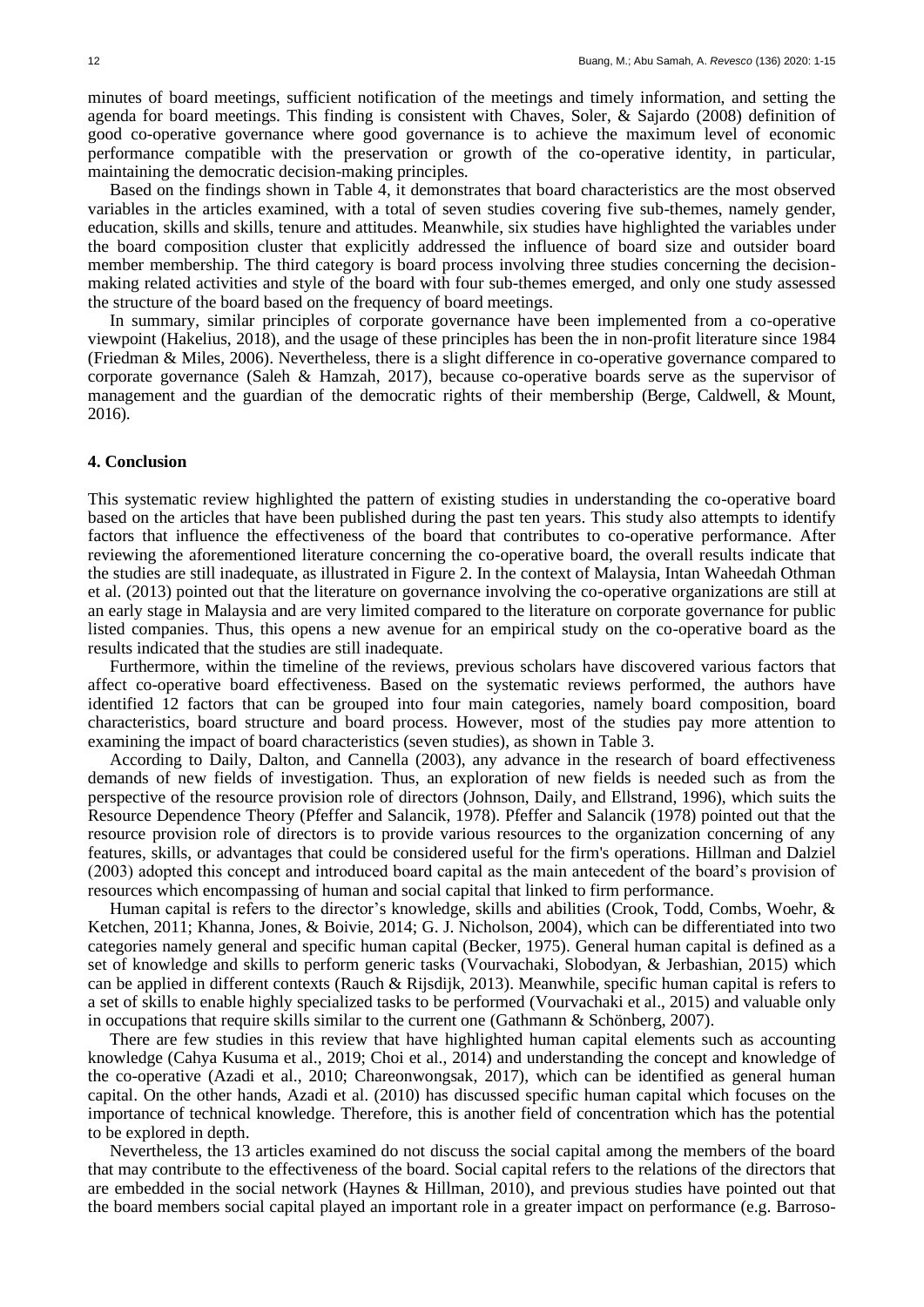minutes of board meetings, sufficient notification of the meetings and timely information, and setting the agenda for board meetings. This finding is consistent with Chaves, Soler, & Sajardo (2008) definition of good co-operative governance where good governance is to achieve the maximum level of economic performance compatible with the preservation or growth of the co-operative identity, in particular, maintaining the democratic decision-making principles.

Based on the findings shown in Table 4, it demonstrates that board characteristics are the most observed variables in the articles examined, with a total of seven studies covering five sub-themes, namely gender, education, skills and skills, tenure and attitudes. Meanwhile, six studies have highlighted the variables under the board composition cluster that explicitly addressed the influence of board size and outsider board member membership. The third category is board process involving three studies concerning the decision-making related activities and style of the board with four sub-themes emerged, and only one study assessed the structure of the board based on the frequency of board meetings.

In summary, similar principles of corporate governance have been implemented from a co-operative viewpoint (Hakelius, 2018), and the usage of these principles has been the in non-profit literature since 1984 (Friedman & Miles, 2006). Nevertheless, there is a slight difference in co-operative governance compared to corporate governance (Saleh & Hamzah, 2017), because co-operative boards serve as the supervisor of management and the guardian of the democratic rights of their membership (Berge, Caldwell, & Mount, 2016).

## 4. Conclusion

This systematic review highlighted the pattern of existing studies in understanding the co-operative board based on the articles that have been published during the past ten years. This study also attempts to identify factors that influence the effectiveness of the board that contributes to co-operative performance. After reviewing the aforementioned literature concerning the co-operative board, the overall results indicate that the studies are still inadequate, as illustrated in Figure 2. In the context of Malaysia, Intan Waheedah Othman et al. (2013) pointed out that the literature on governance involving the co-operative organizations are still at an early stage in Malaysia and are very limited compared to the literature on corporate governance for public listed companies. Thus, this opens a new avenue for an empirical study on the co-operative board as the results indicated that the studies are still inadequate.

Furthermore, within the timeline of the reviews, previous scholars have discovered various factors that affect co-operative board effectiveness. Based on the systematic reviews performed, the authors have identified 12 factors that can be grouped into four main categories, namely board composition, board characteristics, board structure and board process. However, most of the studies pay more attention to examining the impact of board characteristics (seven studies), as shown in Table 3.

According to Daily, Dalton, and Cannella (2003), any advance in the research of board effectiveness demands of new fields of investigation. Thus, an exploration of new fields is needed such as from the perspective of the resource provision role of directors (Johnson, Daily, and Ellstrand, 1996), which suits the Resource Dependence Theory (Pfeffer and Salancik, 1978). Pfeffer and Salancik (1978) pointed out that the resource provision role of directors is to provide various resources to the organization concerning of any features, skills, or advantages that could be considered useful for the firm's operations. Hillman and Dalziel (2003) adopted this concept and introduced board capital as the main antecedent of the board's provision of resources which encompassing of human and social capital that linked to firm performance.

Human capital is refers to the director's knowledge, skills and abilities (Crook, Todd, Combs, Woehr, & Ketchen, 2011; Khanna, Jones, & Boivie, 2014; G. J. Nicholson, 2004), which can be differentiated into two categories namely general and specific human capital (Becker, 1975). General human capital is defined as a set of knowledge and skills to perform generic tasks (Vourvachaki, Slobodyan, & Jerbashian, 2015) which can be applied in different contexts (Rauch & Rijsdijk, 2013). Meanwhile, specific human capital is refers to a set of skills to enable highly specialized tasks to be performed (Vourvachaki et al., 2015) and valuable only in occupations that require skills similar to the current one (Gathmann & Schönberg, 2007).

There are few studies in this review that have highlighted human capital elements such as accounting knowledge (Cahya Kusuma et al., 2019; Choi et al., 2014) and understanding the concept and knowledge of the co-operative (Azadi et al., 2010; Chareonwongsak, 2017), which can be identified as general human capital. On the other hands, Azadi et al. (2010) has discussed specific human capital which focuses on the importance of technical knowledge. Therefore, this is another field of concentration which has the potential to be explored in depth.

Nevertheless, the 13 articles examined do not discuss the social capital among the members of the board that may contribute to the effectiveness of the board. Social capital refers to the relations of the directors that are embedded in the social network (Haynes & Hillman, 2010), and previous studies have pointed out that the board members social capital played an important role in a greater impact on performance (e.g. Barroso-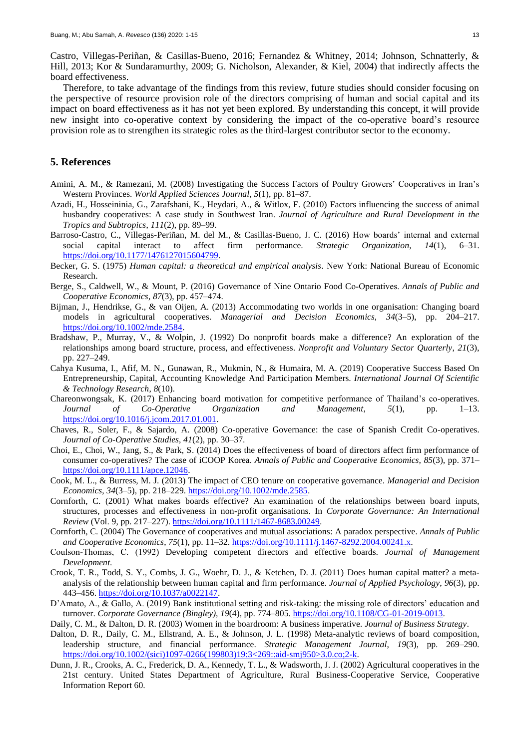Castro, Villegas-Periñan, & Casillas-Bueno, 2016; Fernandez & Whitney, 2014; Johnson, Schnatterly, & Hill, 2013; Kor & Sundaramurthy, 2009; G. Nicholson, Alexander, & Kiel, 2004) that indirectly affects the board effectiveness.

Therefore, to take advantage of the findings from this review, future studies should consider focusing on the perspective of resource provision role of the directors comprising of human and social capital and its impact on board effectiveness as it has not yet been explored. By understanding this concept, it will provide new insight into co-operative context by considering the impact of the co-operative board's resource provision role as to strengthen its strategic roles as the third-largest contributor sector to the economy.

## 5. References

Amini, A. M., & Ramezani, M. (2008) Investigating the Success Factors of Poultry Growers' Cooperatives in Iran's Western Provinces. *World Applied Sciences Journal*, *5*(1), pp. 81–87.

Azadi, H., Hosseininia, G., Zarafshani, K., Heydari, A., & Witlox, F. (2010) Factors influencing the success of animal husbandry cooperatives: A case study in Southwest Iran. *Journal of Agriculture and Rural Development in the Tropics and Subtropics*, *111*(2), pp. 89–99.

Barroso-Castro, C., Villegas-Periñan, M. del M., & Casillas-Bueno, J. C. (2016) How boards' internal and external social capital interact to affect firm performance. *Strategic Organization*, *14*(1), 6–31. https://doi.org/10.1177/1476127015604799.

Becker, G. S. (1975) *Human capital: a theoretical and empirical analysis*. New York: National Bureau of Economic Research.

Berge, S., Caldwell, W., & Mount, P. (2016) Governance of Nine Ontario Food Co-Operatives. *Annals of Public and Cooperative Economics*, *87*(3), pp. 457–474.

Bijman, J., Hendrikse, G., & van Oijen, A. (2013) Accommodating two worlds in one organisation: Changing board models in agricultural cooperatives. *Managerial and Decision Economics*, *34*(3–5), pp. 204–217. https://doi.org/10.1002/mde.2584.

Bradshaw, P., Murray, V., & Wolpin, J. (1992) Do nonprofit boards make a difference? An exploration of the relationships among board structure, process, and effectiveness. *Nonprofit and Voluntary Sector Quarterly*, *21*(3), pp. 227–249.

Cahya Kusuma, I., Afif, M. N., Gunawan, R., Mukmin, N., & Humaira, M. A. (2019) Cooperative Success Based On Entrepreneurship, Capital, Accounting Knowledge And Participation Members. *International Journal Of Scientific & Technology Research*, *8*(10).

Chareonwongsak, K. (2017) Enhancing board motivation for competitive performance of Thailand's co-operatives. *Journal of Co-Operative Organization and Management*, *5*(1), pp. 1–13. https://doi.org/10.1016/j.jcom.2017.01.001.

Chaves, R., Soler, F., & Sajardo, A. (2008) Co-operative Governance: the case of Spanish Credit Co-operatives. *Journal of Co-Operative Studies*, *41*(2), pp. 30–37.

Choi, E., Choi, W., Jang, S., & Park, S. (2014) Does the effectiveness of board of directors affect firm performance of consumer co-operatives? The case of iCOOP Korea. *Annals of Public and Cooperative Economics*, *85*(3), pp. 371–https://doi.org/10.1111/apce.12046.

Cook, M. L., & Burress, M. J. (2013) The impact of CEO tenure on cooperative governance. *Managerial and Decision Economics*, *34*(3–5), pp. 218–229. https://doi.org/10.1002/mde.2585.

Cornforth, C. (2001) What makes boards effective? An examination of the relationships between board inputs, structures, processes and effectiveness in non-profit organisations. In *Corporate Governance: An International Review* (Vol. 9, pp. 217–227). https://doi.org/10.1111/1467-8683.00249.

Cornforth, C. (2004) The Governance of cooperatives and mutual associations: A paradox perspective. *Annals of Public and Cooperative Economics*, *75*(1), pp. 11–32. https://doi.org/10.1111/j.1467-8292.2004.00241.x.

Coulson-Thomas, C. (1992) Developing competent directors and effective boards. *Journal of Management Development*.

Crook, T. R., Todd, S. Y., Combs, J. G., Woehr, D. J., & Ketchen, D. J. (2011) Does human capital matter? a meta-analysis of the relationship between human capital and firm performance. *Journal of Applied Psychology*, *96*(3), pp. 443–456. https://doi.org/10.1037/a0022147.

D'Amato, A., & Gallo, A. (2019) Bank institutional setting and risk-taking: the missing role of directors' education and turnover. *Corporate Governance (Bingley)*, *19*(4), pp. 774–805. https://doi.org/10.1108/CG-01-2019-0013.

Daily, C. M., & Dalton, D. R. (2003) Women in the boardroom: A business imperative. *Journal of Business Strategy*.

Dalton, D. R., Daily, C. M., Ellstrand, A. E., & Johnson, J. L. (1998) Meta-analytic reviews of board composition, leadership structure, and financial performance. *Strategic Management Journal*, *19*(3), pp. 269–290. https://doi.org/10.1002/(sici)1097-0266(199803)19:3<269::aid-smj950>3.0.co;2-k.

Dunn, J. R., Crooks, A. C., Frederick, D. A., Kennedy, T. L., & Wadsworth, J. J. (2002) Agricultural cooperatives in the 21st century. United States Department of Agriculture, Rural Business-Cooperative Service, Cooperative Information Report 60.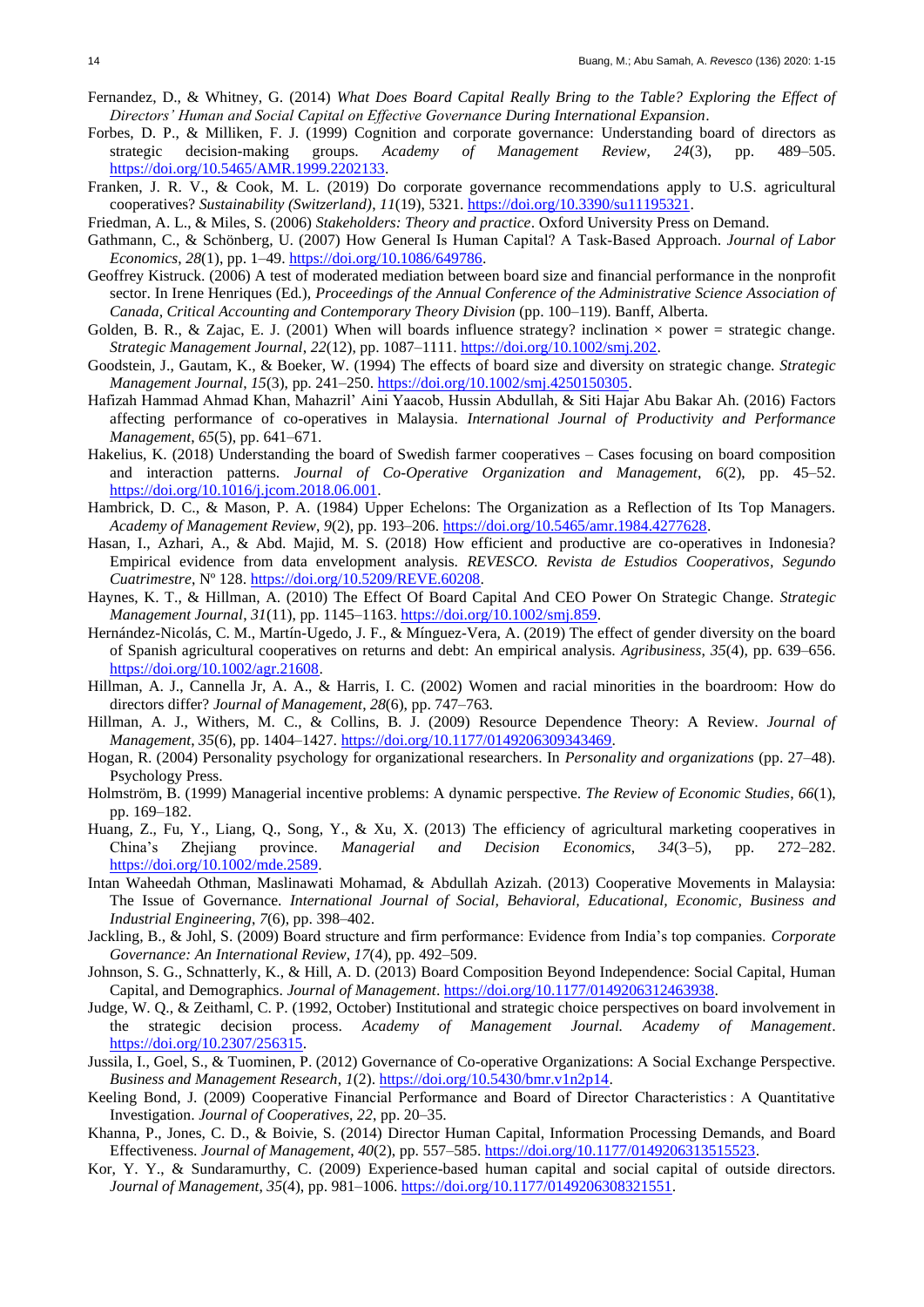Fernandez, D., & Whitney, G. (2014) *What Does Board Capital Really Bring to the Table? Exploring the Effect of Directors' Human and Social Capital on Effective Governance During International Expansion*.

Forbes, D. P., & Milliken, F. J. (1999) Cognition and corporate governance: Understanding board of directors as strategic decision-making groups. *Academy of Management Review*, *24*(3), pp. 489–505. https://doi.org/10.5465/AMR.1999.2202133.

Franken, J. R. V., & Cook, M. L. (2019) Do corporate governance recommendations apply to U.S. agricultural cooperatives? *Sustainability (Switzerland)*, *11*(19), 5321. https://doi.org/10.3390/su11195321.

Friedman, A. L., & Miles, S. (2006) *Stakeholders: Theory and practice*. Oxford University Press on Demand.

Gathmann, C., & Schönberg, U. (2007) How General Is Human Capital? A Task-Based Approach. *Journal of Labor Economics*, *28*(1), pp. 1–49. https://doi.org/10.1086/649786.

Geoffrey Kistruck. (2006) A test of moderated mediation between board size and financial performance in the nonprofit sector. In Irene Henriques (Ed.), *Proceedings of the Annual Conference of the Administrative Science Association of Canada, Critical Accounting and Contemporary Theory Division* (pp. 100–119). Banff, Alberta.

Golden, B. R., & Zajac, E. J. (2001) When will boards influence strategy? inclination × power = strategic change. *Strategic Management Journal*, *22*(12), pp. 1087–1111. https://doi.org/10.1002/smj.202.

Goodstein, J., Gautam, K., & Boeker, W. (1994) The effects of board size and diversity on strategic change. *Strategic Management Journal*, *15*(3), pp. 241–250. https://doi.org/10.1002/smj.4250150305.

Hafizah Hammad Ahmad Khan, Mahazril' Aini Yaacob, Hussin Abdullah, & Siti Hajar Abu Bakar Ah. (2016) Factors affecting performance of co-operatives in Malaysia. *International Journal of Productivity and Performance Management*, *65*(5), pp. 641–671.

Hakelius, K. (2018) Understanding the board of Swedish farmer cooperatives – Cases focusing on board composition and interaction patterns. *Journal of Co-Operative Organization and Management*, *6*(2), pp. 45–52. https://doi.org/10.1016/j.jcom.2018.06.001.

Hambrick, D. C., & Mason, P. A. (1984) Upper Echelons: The Organization as a Reflection of Its Top Managers. *Academy of Management Review*, *9*(2), pp. 193–206. https://doi.org/10.5465/amr.1984.4277628.

Hasan, I., Azhari, A., & Abd. Majid, M. S. (2018) How efficient and productive are co-operatives in Indonesia? Empirical evidence from data envelopment analysis. *REVESCO. Revista de Estudios Cooperativos, Segundo Cuatrimestre*, Nº 128. https://doi.org/10.5209/REVE.60208.

Haynes, K. T., & Hillman, A. (2010) The Effect Of Board Capital And CEO Power On Strategic Change. *Strategic Management Journal*, *31*(11), pp. 1145–1163. https://doi.org/10.1002/smj.859.

Hernández-Nicolás, C. M., Martín-Ugedo, J. F., & Mínguez-Vera, A. (2019) The effect of gender diversity on the board of Spanish agricultural cooperatives on returns and debt: An empirical analysis. *Agribusiness*, *35*(4), pp. 639–656. https://doi.org/10.1002/agr.21608.

Hillman, A. J., Cannella Jr, A. A., & Harris, I. C. (2002) Women and racial minorities in the boardroom: How do directors differ? *Journal of Management*, *28*(6), pp. 747–763.

Hillman, A. J., Withers, M. C., & Collins, B. J. (2009) Resource Dependence Theory: A Review. *Journal of Management*, *35*(6), pp. 1404–1427. https://doi.org/10.1177/0149206309343469.

Hogan, R. (2004) Personality psychology for organizational researchers. In *Personality and organizations* (pp. 27–48). Psychology Press.

Holmström, B. (1999) Managerial incentive problems: A dynamic perspective. *The Review of Economic Studies*, *66*(1), pp. 169–182.

Huang, Z., Fu, Y., Liang, Q., Song, Y., & Xu, X. (2013) The efficiency of agricultural marketing cooperatives in China's Zhejiang province. *Managerial and Decision Economics*, *34*(3–5), pp. 272–282. https://doi.org/10.1002/mde.2589.

Intan Waheedah Othman, Maslinawati Mohamad, & Abdullah Azizah. (2013) Cooperative Movements in Malaysia: The Issue of Governance. *International Journal of Social, Behavioral, Educational, Economic, Business and Industrial Engineering*, *7*(6), pp. 398–402.

Jackling, B., & Johl, S. (2009) Board structure and firm performance: Evidence from India's top companies. *Corporate Governance: An International Review*, *17*(4), pp. 492–509.

Johnson, S. G., Schnatterly, K., & Hill, A. D. (2013) Board Composition Beyond Independence: Social Capital, Human Capital, and Demographics. *Journal of Management*. https://doi.org/10.1177/0149206312463938.

Judge, W. Q., & Zeithaml, C. P. (1992, October) Institutional and strategic choice perspectives on board involvement in the strategic decision process. *Academy of Management Journal. Academy of Management*. https://doi.org/10.2307/256315.

Jussila, I., Goel, S., & Tuominen, P. (2012) Governance of Co-operative Organizations: A Social Exchange Perspective. *Business and Management Research*, *1*(2). https://doi.org/10.5430/bmr.v1n2p14.

Keeling Bond, J. (2009) Cooperative Financial Performance and Board of Director Characteristics : A Quantitative Investigation. *Journal of Cooperatives*, *22*, pp. 20–35.

Khanna, P., Jones, C. D., & Boivie, S. (2014) Director Human Capital, Information Processing Demands, and Board Effectiveness. *Journal of Management*, *40*(2), pp. 557–585. https://doi.org/10.1177/0149206313515523.

Kor, Y. Y., & Sundaramurthy, C. (2009) Experience-based human capital and social capital of outside directors. *Journal of Management*, *35*(4), pp. 981–1006. https://doi.org/10.1177/0149206308321551.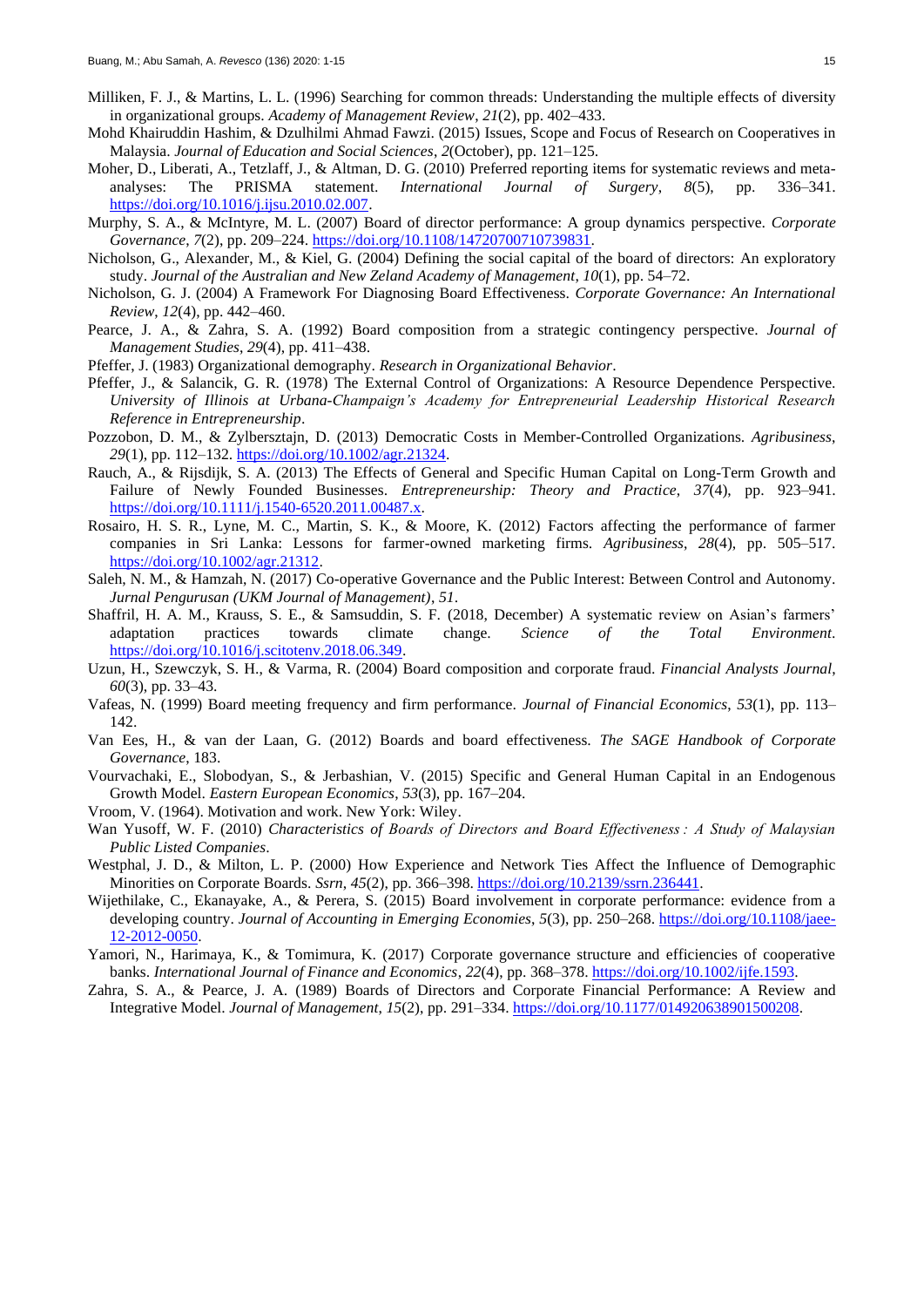Milliken, F. J., & Martins, L. L. (1996) Searching for common threads: Understanding the multiple effects of diversity in organizational groups. *Academy of Management Review*, *21*(2), pp. 402–433.

Mohd Khairuddin Hashim, & Dzulhilmi Ahmad Fawzi. (2015) Issues, Scope and Focus of Research on Cooperatives in Malaysia. *Journal of Education and Social Sciences*, *2*(October), pp. 121–125.

Moher, D., Liberati, A., Tetzlaff, J., & Altman, D. G. (2010) Preferred reporting items for systematic reviews and meta-analyses: The PRISMA statement. *International Journal of Surgery*, *8*(5), pp. 336–341. https://doi.org/10.1016/j.ijsu.2010.02.007.

Murphy, S. A., & McIntyre, M. L. (2007) Board of director performance: A group dynamics perspective. *Corporate Governance*, *7*(2), pp. 209–224. https://doi.org/10.1108/14720700710739831.

Nicholson, G., Alexander, M., & Kiel, G. (2004) Defining the social capital of the board of directors: An exploratory study. *Journal of the Australian and New Zeland Academy of Management*, *10*(1), pp. 54–72.

Nicholson, G. J. (2004) A Framework For Diagnosing Board Effectiveness. *Corporate Governance: An International Review*, *12*(4), pp. 442–460.

Pearce, J. A., & Zahra, S. A. (1992) Board composition from a strategic contingency perspective. *Journal of Management Studies*, *29*(4), pp. 411–438.

Pfeffer, J. (1983) Organizational demography. *Research in Organizational Behavior*.

Pfeffer, J., & Salancik, G. R. (1978) The External Control of Organizations: A Resource Dependence Perspective. *University of Illinois at Urbana-Champaign's Academy for Entrepreneurial Leadership Historical Research Reference in Entrepreneurship*.

Pozzobon, D. M., & Zylbersztajn, D. (2013) Democratic Costs in Member-Controlled Organizations. *Agribusiness*, *29*(1), pp. 112–132. https://doi.org/10.1002/agr.21324.

Rauch, A., & Rijsdijk, S. A. (2013) The Effects of General and Specific Human Capital on Long-Term Growth and Failure of Newly Founded Businesses. *Entrepreneurship: Theory and Practice*, *37*(4), pp. 923–941. https://doi.org/10.1111/j.1540-6520.2011.00487.x.

Rosairo, H. S. R., Lyne, M. C., Martin, S. K., & Moore, K. (2012) Factors affecting the performance of farmer companies in Sri Lanka: Lessons for farmer-owned marketing firms. *Agribusiness*, *28*(4), pp. 505–517. https://doi.org/10.1002/agr.21312.

Saleh, N. M., & Hamzah, N. (2017) Co-operative Governance and the Public Interest: Between Control and Autonomy. *Jurnal Pengurusan (UKM Journal of Management)*, *51*.

Shaffril, H. A. M., Krauss, S. E., & Samsuddin, S. F. (2018, December) A systematic review on Asian's farmers' adaptation practices towards climate change. *Science of the Total Environment*. https://doi.org/10.1016/j.scitotenv.2018.06.349.

Uzun, H., Szewczyk, S. H., & Varma, R. (2004) Board composition and corporate fraud. *Financial Analysts Journal*, *60*(3), pp. 33–43.

Vafeas, N. (1999) Board meeting frequency and firm performance. *Journal of Financial Economics*, *53*(1), pp. 113–142.

Van Ees, H., & van der Laan, G. (2012) Boards and board effectiveness. *The SAGE Handbook of Corporate Governance*, 183.

Vourvachaki, E., Slobodyan, S., & Jerbashian, V. (2015) Specific and General Human Capital in an Endogenous Growth Model. *Eastern European Economics*, *53*(3), pp. 167–204.

Vroom, V. (1964). Motivation and work. New York: Wiley.

Wan Yusoff, W. F. (2010) *Characteristics of Boards of Directors and Board Effectiveness : A Study of Malaysian Public Listed Companies*.

Westphal, J. D., & Milton, L. P. (2000) How Experience and Network Ties Affect the Influence of Demographic Minorities on Corporate Boards. *Ssrn*, *45*(2), pp. 366–398. https://doi.org/10.2139/ssrn.236441.

Wijethilake, C., Ekanayake, A., & Perera, S. (2015) Board involvement in corporate performance: evidence from a developing country. *Journal of Accounting in Emerging Economies*, *5*(3), pp. 250–268. https://doi.org/10.1108/jaee-12-2012-0050.

Yamori, N., Harimaya, K., & Tomimura, K. (2017) Corporate governance structure and efficiencies of cooperative banks. *International Journal of Finance and Economics*, *22*(4), pp. 368–378. https://doi.org/10.1002/ijfe.1593.

Zahra, S. A., & Pearce, J. A. (1989) Boards of Directors and Corporate Financial Performance: A Review and Integrative Model. *Journal of Management*, *15*(2), pp. 291–334. https://doi.org/10.1177/014920638901500208.